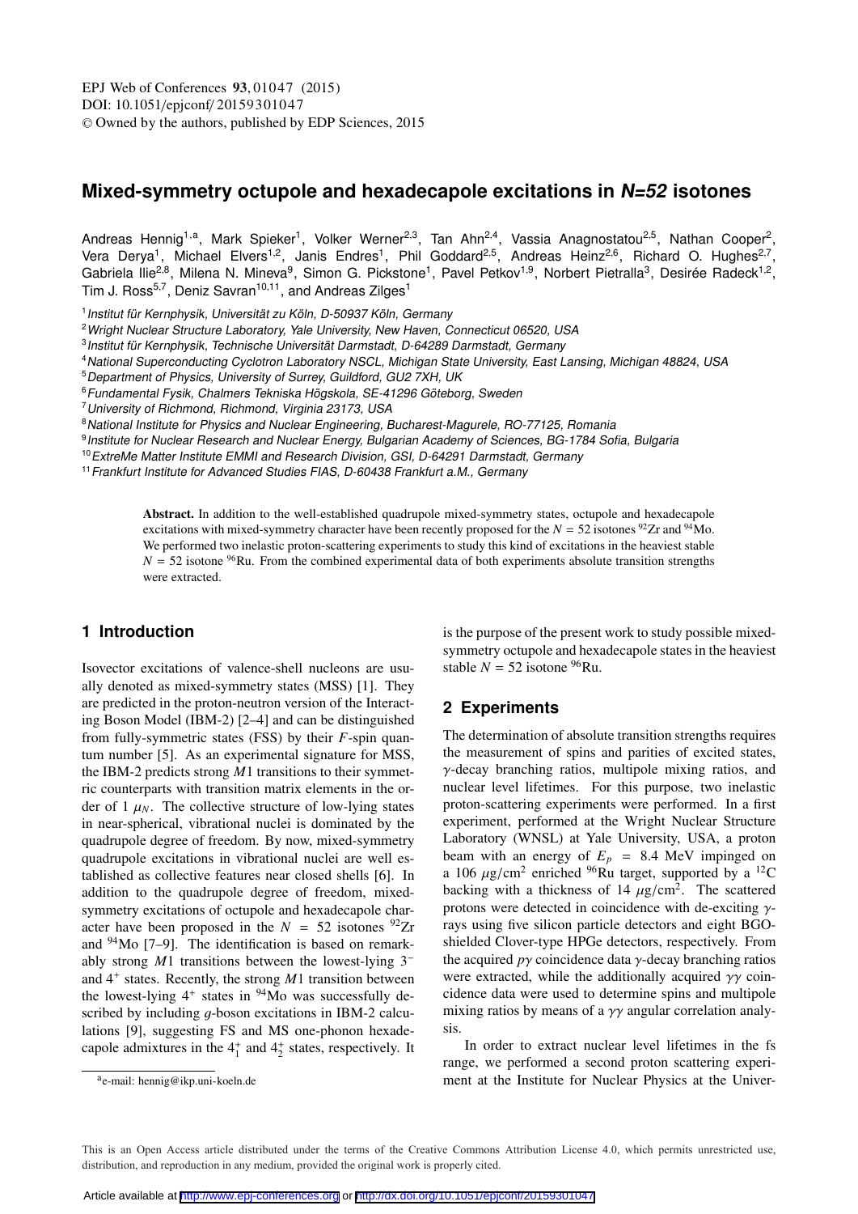# Mixed-symmetry octupole and hexadecapole excitations in *N=52* isotones

Andreas Hennig[1,a], Mark Spieker[1], Volker Werner[2,3], Tan Ahn[2,4], Vassia Anagnostatou[2,5], Nathan Cooper[2], Vera Derya[1], Michael Elvers[1,2], Janis Endres[1], Phil Goddard[2,5], Andreas Heinz[2,6], Richard O. Hughes[2,7], Gabriela Ilie[2,8], Milena N. Mineva[9], Simon G. Pickstone[1], Pavel Petkov[1,9], Norbert Pietralla[3], Desirée Radeck[1,2], Tim J. Ross[5,7], Deniz Savran[10,11], and Andreas Zilges[1]

[1] *Institut für Kernphysik, Universität zu Köln, D-50937 Köln, Germany*
[2] *Wright Nuclear Structure Laboratory, Yale University, New Haven, Connecticut 06520, USA*
[3] *Institut für Kernphysik, Technische Universität Darmstadt, D-64289 Darmstadt, Germany*
[4] *National Superconducting Cyclotron Laboratory NSCL, Michigan State University, East Lansing, Michigan 48824, USA*
[5] *Department of Physics, University of Surrey, Guildford, GU2 7XH, UK*
[6] *Fundamental Fysik, Chalmers Tekniska Högskola, SE-41296 Göteborg, Sweden*
[7] *University of Richmond, Richmond, Virginia 23173, USA*
[8] *National Institute for Physics and Nuclear Engineering, Bucharest-Magurele, RO-77125, Romania*
[9] *Institute for Nuclear Research and Nuclear Energy, Bulgarian Academy of Sciences, BG-1784 Sofia, Bulgaria*
[10] *ExtreMe Matter Institute EMMI and Research Division, GSI, D-64291 Darmstadt, Germany*
[11] *Frankfurt Institute for Advanced Studies FIAS, D-60438 Frankfurt a.M., Germany*

**Abstract.** In addition to the well-established quadrupole mixed-symmetry states, octupole and hexadecapole excitations with mixed-symmetry character have been recently proposed for the $N = 52$ isotones $^{92}$Zr and $^{94}$Mo. We performed two inelastic proton-scattering experiments to study this kind of excitations in the heaviest stable $N = 52$ isotone $^{96}$Ru. From the combined experimental data of both experiments absolute transition strengths were extracted.

## 1 Introduction

Isovector excitations of valence-shell nucleons are usually denoted as mixed-symmetry states (MSS) [1]. They are predicted in the proton-neutron version of the Interacting Boson Model (IBM-2) [2–4] and can be distinguished from fully-symmetric states (FSS) by their $F$-spin quantum number [5]. As an experimental signature for MSS, the IBM-2 predicts strong $M1$ transitions to their symmetric counterparts with transition matrix elements in the order of 1 $\mu_N$. The collective structure of low-lying states in near-spherical, vibrational nuclei is dominated by the quadrupole degree of freedom. By now, mixed-symmetry quadrupole excitations in vibrational nuclei are well established as collective features near closed shells [6]. In addition to the quadrupole degree of freedom, mixed-symmetry excitations of octupole and hexadecapole character have been proposed in the $N = 52$ isotones $^{92}$Zr and $^{94}$Mo [7–9]. The identification is based on remarkably strong $M1$ transitions between the lowest-lying $3^-$ and $4^+$ states. Recently, the strong $M1$ transition between the lowest-lying $4^+$ states in $^{94}$Mo was successfully described by including $g$-boson excitations in IBM-2 calculations [9], suggesting FS and MS one-phonon hexadecapole admixtures in the $4^+_1$ and $4^+_2$ states, respectively. It is the purpose of the present work to study possible mixed-symmetry octupole and hexadecapole states in the heaviest stable $N = 52$ isotone $^{96}$Ru.

## 2 Experiments

The determination of absolute transition strengths requires the measurement of spins and parities of excited states, $\gamma$-decay branching ratios, multipole mixing ratios, and nuclear level lifetimes. For this purpose, two inelastic proton-scattering experiments were performed. In a first experiment, performed at the Wright Nuclear Structure Laboratory (WNSL) at Yale University, USA, a proton beam with an energy of $E_p = 8.4$ MeV impinged on a 106 $\mu$g/cm$^2$ enriched $^{96}$Ru target, supported by a $^{12}$C backing with a thickness of 14 $\mu$g/cm$^2$. The scattered protons were detected in coincidence with de-exciting $\gamma$-rays using five silicon particle detectors and eight BGO-shielded Clover-type HPGe detectors, respectively. From the acquired $p\gamma$ coincidence data $\gamma$-decay branching ratios were extracted, while the additionally acquired $\gamma\gamma$ coincidence data were used to determine spins and multipole mixing ratios by means of a $\gamma\gamma$ angular correlation analysis.

In order to extract nuclear level lifetimes in the fs range, we performed a second proton scattering experiment at the Institute for Nuclear Physics at the Univer-

[a] e-mail: hennig@ikp.uni-koeln.de

This is an Open Access article distributed under the terms of the Creative Commons Attribution License 4.0, which permits unrestricted use, distribution, and reproduction in any medium, provided the original work is properly cited.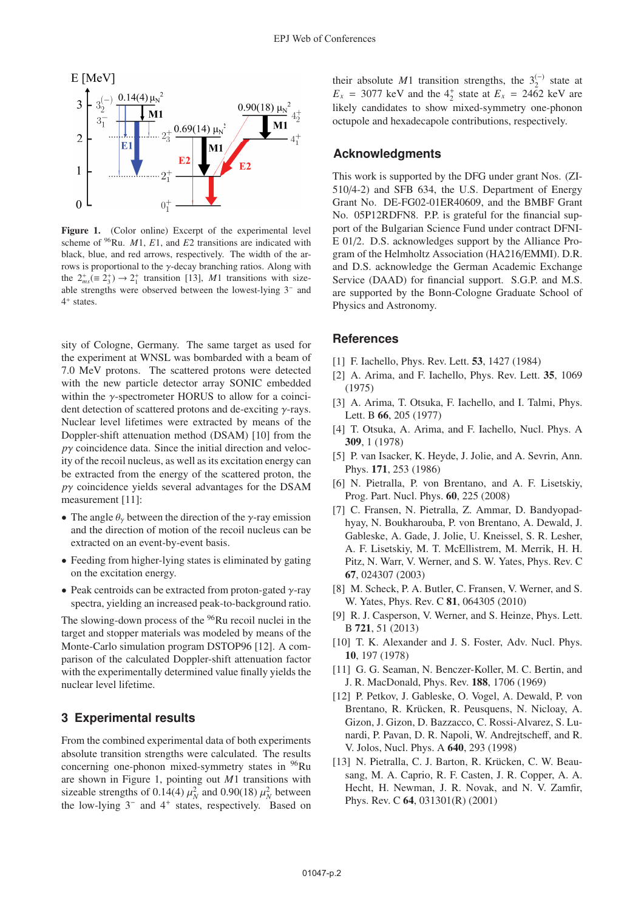E [MeV]

3

2

1

0

$3_2^{(-)}$ 0.14(4) $\mu_N^2$

M1

$3_1^-$

E1

$2_3^+$ 0.69(14) $\mu_N^2$

M1

E2

$2_1^+$

$0_1^+$

0.90(18) $\mu_N^2$

$4_2^+$

M1

$4_1^+$

E2

**Figure 1.** (Color online) Excerpt of the experimental level scheme of $^{96}$Ru. $M1$, $E1$, and $E2$ transitions are indicated with black, blue, and red arrows, respectively. The width of the arrows is proportional to the $\gamma$-decay branching ratios. Along with the $2^+_{ms}(\equiv 2^+_3) \rightarrow 2^+_1$ transition [13], $M1$ transitions with sizeable strengths were observed between the lowest-lying $3^-$ and $4^+$ states.

sity of Cologne, Germany. The same target as used for the experiment at WNSL was bombarded with a beam of 7.0 MeV protons. The scattered protons were detected with the new particle detector array SONIC embedded within the $\gamma$-spectrometer HORUS to allow for a coincident detection of scattered protons and de-exciting $\gamma$-rays. Nuclear level lifetimes were extracted by means of the Doppler-shift attenuation method (DSAM) [10] from the $p\gamma$ coincidence data. Since the initial direction and velocity of the recoil nucleus, as well as its excitation energy can be extracted from the energy of the scattered proton, the $p\gamma$ coincidence yields several advantages for the DSAM measurement [11]:

- The angle $\theta_\gamma$ between the direction of the $\gamma$-ray emission and the direction of the recoil nucleus can be extracted on an event-by-event basis.
- Feeding from higher-lying states is eliminated by gating on the excitation energy.
- Peak centroids can be extracted from proton-gated $\gamma$-ray spectra, yielding an increased peak-to-background ratio.

The slowing-down process of the $^{96}$Ru recoil nuclei in the target and stopper materials was modeled by means of the Monte-Carlo simulation program DSTOP96 [12]. A comparison of the calculated Doppler-shift attenuation factor with the experimentally determined value finally yields the nuclear level lifetime.

## 3 Experimental results

From the combined experimental data of both experiments absolute transition strengths were calculated. The results concerning one-phonon mixed-symmetry states in $^{96}$Ru are shown in Figure 1, pointing out $M1$ transitions with sizeable strengths of 0.14(4) $\mu_N^2$ and 0.90(18) $\mu_N^2$ between the low-lying $3^-$ and $4^+$ states, respectively. Based on their absolute $M1$ transition strengths, the $3_2^{(-)}$ state at $E_x$ = 3077 keV and the $4_2^+$ state at $E_x$ = 2462 keV are likely candidates to show mixed-symmetry one-phonon octupole and hexadecapole contributions, respectively.

## Acknowledgments

This work is supported by the DFG under grant Nos. (ZI-510/4-2) and SFB 634, the U.S. Department of Energy Grant No. DE-FG02-01ER40609, and the BMBF Grant No. 05P12RDFN8. P.P. is grateful for the financial support of the Bulgarian Science Fund under contract DFNI-E 01/2. D.S. acknowledges support by the Alliance Program of the Helmholtz Association (HA216/EMMI). D.R. and D.S. acknowledge the German Academic Exchange Service (DAAD) for financial support. S.G.P. and M.S. are supported by the Bonn-Cologne Graduate School of Physics and Astronomy.

## References

[1] F. Iachello, Phys. Rev. Lett. **53**, 1427 (1984)

[2] A. Arima, and F. Iachello, Phys. Rev. Lett. **35**, 1069 (1975)

[3] A. Arima, T. Otsuka, F. Iachello, and I. Talmi, Phys. Lett. B **66**, 205 (1977)

[4] T. Otsuka, A. Arima, and F. Iachello, Nucl. Phys. A **309**, 1 (1978)

[5] P. van Isacker, K. Heyde, J. Jolie, and A. Sevrin, Ann. Phys. **171**, 253 (1986)

[6] N. Pietralla, P. von Brentano, and A. F. Lisetskiy, Prog. Part. Nucl. Phys. **60**, 225 (2008)

[7] C. Fransen, N. Pietralla, Z. Ammar, D. Bandyopadhyay, N. Boukharouba, P. von Brentano, A. Dewald, J. Gableske, A. Gade, J. Jolie, U. Kneissel, S. R. Lesher, A. F. Lisetskiy, M. T. McEllistrem, M. Merrik, H. H. Pitz, N. Warr, V. Werner, and S. W. Yates, Phys. Rev. C **67**, 024307 (2003)

[8] M. Scheck, P. A. Butler, C. Fransen, V. Werner, and S. W. Yates, Phys. Rev. C **81**, 064305 (2010)

[9] R. J. Casperson, V. Werner, and S. Heinze, Phys. Lett. B **721**, 51 (2013)

[10] T. K. Alexander and J. S. Foster, Adv. Nucl. Phys. **10**, 197 (1978)

[11] G. G. Seaman, N. Benczer-Koller, M. C. Bertin, and J. R. MacDonald, Phys. Rev. **188**, 1706 (1969)

[12] P. Petkov, J. Gableske, O. Vogel, A. Dewald, P. von Brentano, R. Krücken, R. Peusquens, N. Nicloay, A. Gizon, J. Gizon, D. Bazzacco, C. Rossi-Alvarez, S. Lunardi, P. Pavan, D. R. Napoli, W. Andrejtscheff, and R. V. Jolos, Nucl. Phys. A **640**, 293 (1998)

[13] N. Pietralla, C. J. Barton, R. Krücken, C. W. Beausang, M. A. Caprio, R. F. Casten, J. R. Copper, A. A. Hecht, H. Newman, J. R. Novak, and N. V. Zamfir, Phys. Rev. C **64**, 031301(R) (2001)